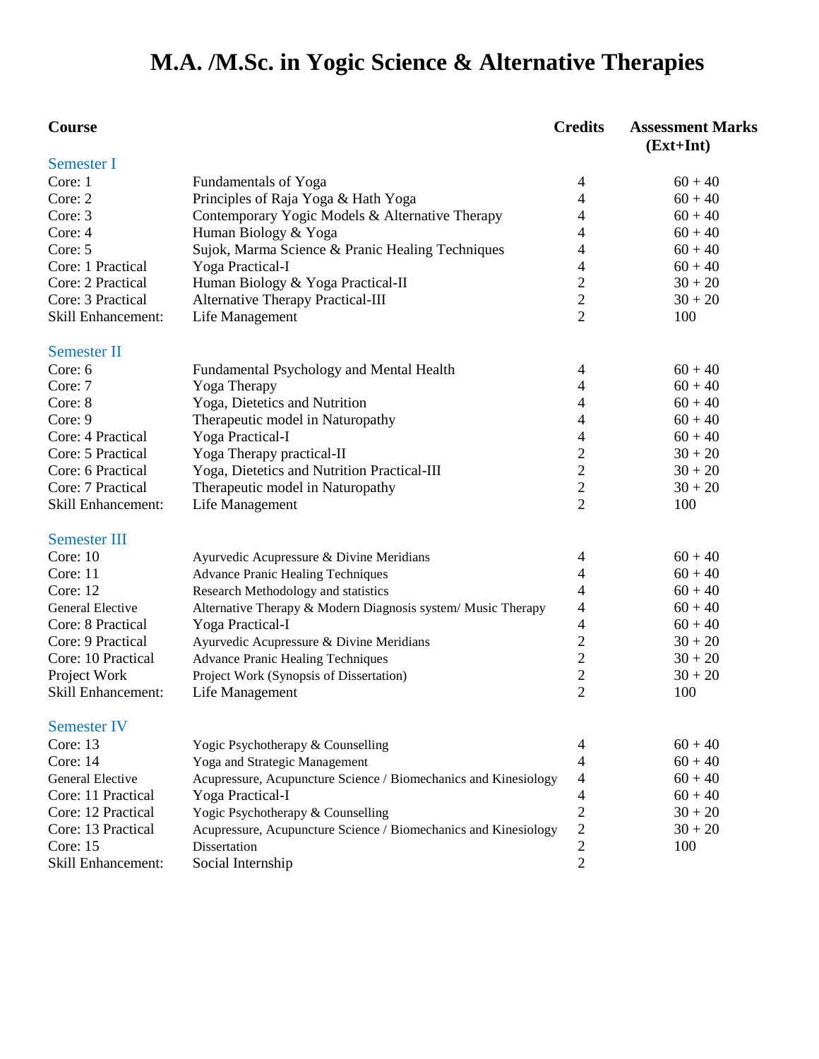# M.A. /M.Sc. in Yogic Science & Alternative Therapies

| Course | | Credits | Assessment Marks (Ext+Int) |
|---|---|---|---|
| **Semester I** | | | |
| Core: 1 | Fundamentals of Yoga | 4 | 60 + 40 |
| Core: 2 | Principles of Raja Yoga & Hath Yoga | 4 | 60 + 40 |
| Core: 3 | Contemporary Yogic Models & Alternative Therapy | 4 | 60 + 40 |
| Core: 4 | Human Biology & Yoga | 4 | 60 + 40 |
| Core: 5 | Sujok, Marma Science & Pranic Healing Techniques | 4 | 60 + 40 |
| Core: 1 Practical | Yoga Practical-I | 4 | 60 + 40 |
| Core: 2 Practical | Human Biology & Yoga Practical-II | 2 | 30 + 20 |
| Core: 3 Practical | Alternative Therapy Practical-III | 2 | 30 + 20 |
| Skill Enhancement: | Life Management | 2 | 100 |
| **Semester II** | | | |
| Core: 6 | Fundamental Psychology and Mental Health | 4 | 60 + 40 |
| Core: 7 | Yoga Therapy | 4 | 60 + 40 |
| Core: 8 | Yoga, Dietetics and Nutrition | 4 | 60 + 40 |
| Core: 9 | Therapeutic model in Naturopathy | 4 | 60 + 40 |
| Core: 4 Practical | Yoga Practical-I | 4 | 60 + 40 |
| Core: 5 Practical | Yoga Therapy practical-II | 2 | 30 + 20 |
| Core: 6 Practical | Yoga, Dietetics and Nutrition Practical-III | 2 | 30 + 20 |
| Core: 7 Practical | Therapeutic model in Naturopathy | 2 | 30 + 20 |
| Skill Enhancement: | Life Management | 2 | 100 |
| **Semester III** | | | |
| Core: 10 | Ayurvedic Acupressure & Divine Meridians | 4 | 60 + 40 |
| Core: 11 | Advance Pranic Healing Techniques | 4 | 60 + 40 |
| Core: 12 | Research Methodology and statistics | 4 | 60 + 40 |
| General Elective | Alternative Therapy & Modern Diagnosis system/ Music Therapy | 4 | 60 + 40 |
| Core: 8 Practical | Yoga Practical-I | 4 | 60 + 40 |
| Core: 9 Practical | Ayurvedic Acupressure & Divine Meridians | 2 | 30 + 20 |
| Core: 10 Practical | Advance Pranic Healing Techniques | 2 | 30 + 20 |
| Project Work | Project Work (Synopsis of Dissertation) | 2 | 30 + 20 |
| Skill Enhancement: | Life Management | 2 | 100 |
| **Semester IV** | | | |
| Core: 13 | Yogic Psychotherapy & Counselling | 4 | 60 + 40 |
| Core: 14 | Yoga and Strategic Management | 4 | 60 + 40 |
| General Elective | Acupressure, Acupuncture Science / Biomechanics and Kinesiology | 4 | 60 + 40 |
| Core: 11 Practical | Yoga Practical-I | 4 | 60 + 40 |
| Core: 12 Practical | Yogic Psychotherapy & Counselling | 2 | 30 + 20 |
| Core: 13 Practical | Acupressure, Acupuncture Science / Biomechanics and Kinesiology | 2 | 30 + 20 |
| Core: 15 | Dissertation | 2 | 100 |
| Skill Enhancement: | Social Internship | 2 | |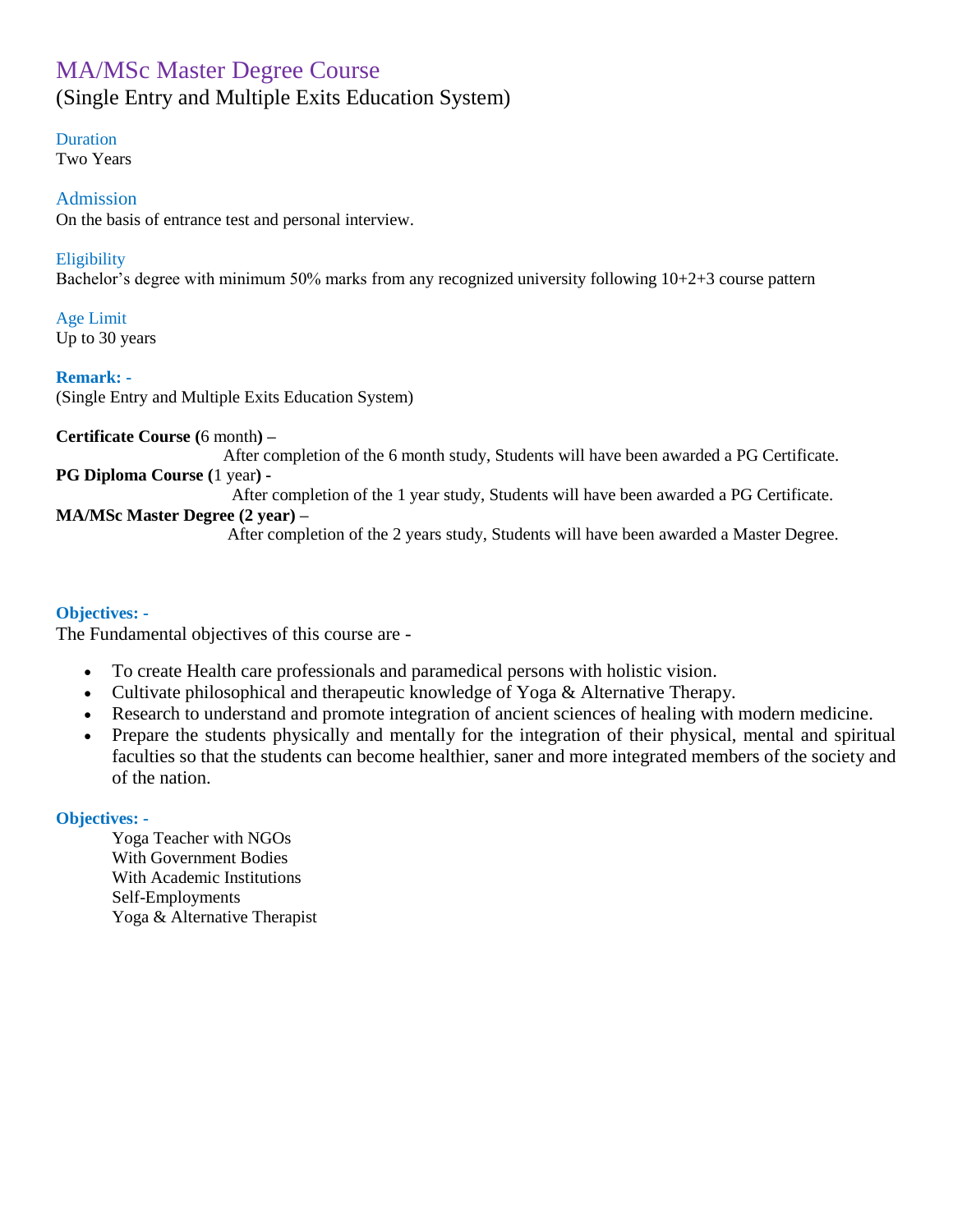# MA/MSc Master Degree Course

(Single Entry and Multiple Exits Education System)

### Duration

Two Years

### Admission

On the basis of entrance test and personal interview.

### Eligibility

Bachelor's degree with minimum 50% marks from any recognized university following 10+2+3 course pattern

### Age Limit

Up to 30 years

**Remark: -**

(Single Entry and Multiple Exits Education System)

**Certificate Course (**6 month**) –**

After completion of the 6 month study, Students will have been awarded a PG Certificate.

**PG Diploma Course (**1 year**) -**

After completion of the 1 year study, Students will have been awarded a PG Certificate.

**MA/MSc Master Degree (2 year) –**

After completion of the 2 years study, Students will have been awarded a Master Degree.

**Objectives: -**

The Fundamental objectives of this course are -

- To create Health care professionals and paramedical persons with holistic vision.
- Cultivate philosophical and therapeutic knowledge of Yoga & Alternative Therapy.
- Research to understand and promote integration of ancient sciences of healing with modern medicine.
- Prepare the students physically and mentally for the integration of their physical, mental and spiritual faculties so that the students can become healthier, saner and more integrated members of the society and of the nation.

**Objectives: -**

Yoga Teacher with NGOs
With Government Bodies
With Academic Institutions
Self-Employments
Yoga & Alternative Therapist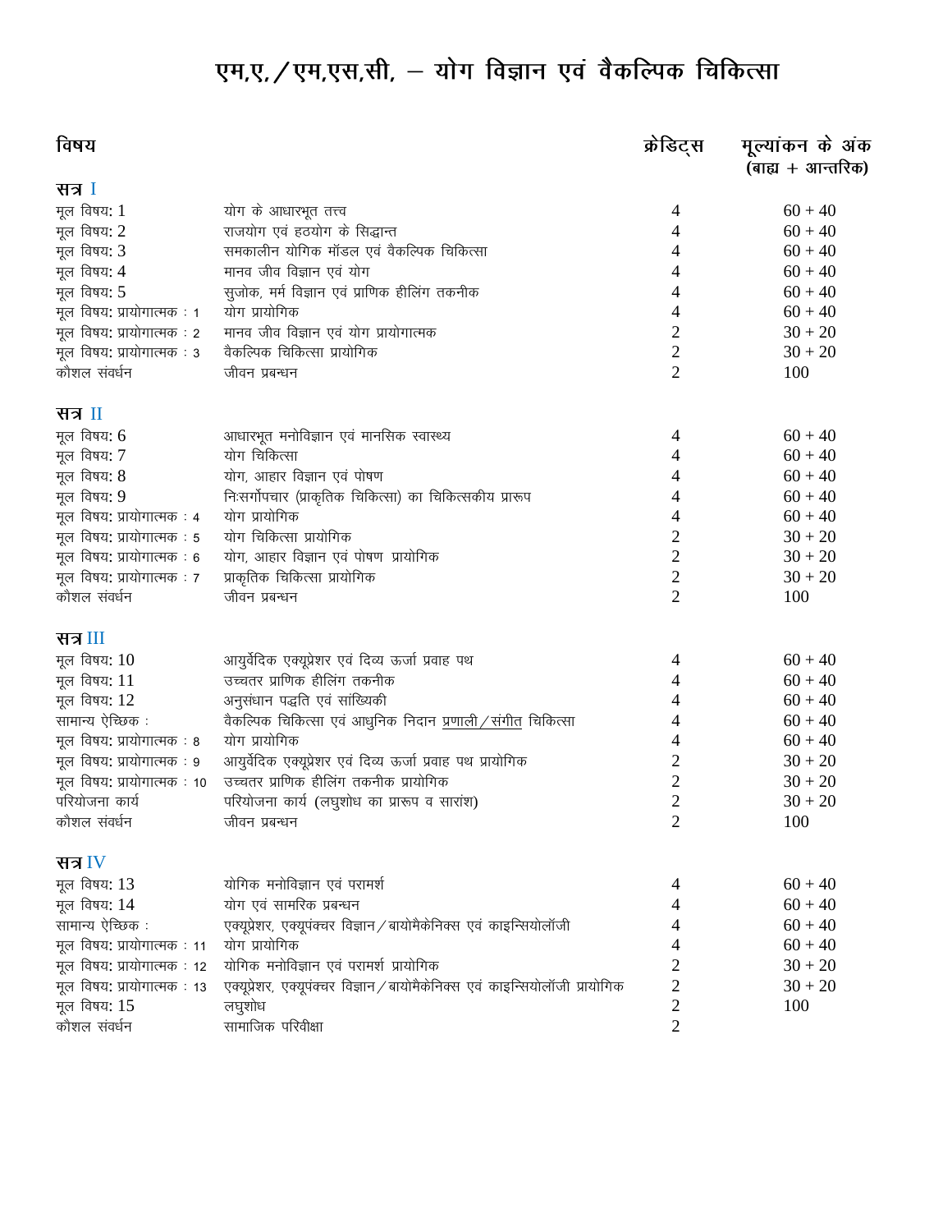# एम,ए, / एम,एस,सी, – योग विज्ञान एवं वैकल्पिक चिकित्सा

| विषय | | क्रेडिट्स | मूल्यांकन के अंक (बाह्य + आन्तरिक) |
|---|---|---|---|
| **सत्र I** | | | |
| मूल विषय: 1 | योग के आधारभूत तत्त्व | 4 | 60 + 40 |
| मूल विषय: 2 | राजयोग एवं हठयोग के सिद्धान्त | 4 | 60 + 40 |
| मूल विषय: 3 | समकालीन योगिक मॉडल एवं वैकल्पिक चिकित्सा | 4 | 60 + 40 |
| मूल विषय: 4 | मानव जीव विज्ञान एवं योग | 4 | 60 + 40 |
| मूल विषय: 5 | सुजोक, मर्म विज्ञान एवं प्राणिक हीलिंग तकनीक | 4 | 60 + 40 |
| मूल विषय: प्रायोगात्मक : 1 | योग प्रायोगिक | 4 | 60 + 40 |
| मूल विषय: प्रायोगात्मक : 2 | मानव जीव विज्ञान एवं योग प्रायोगात्मक | 2 | 30 + 20 |
| मूल विषय: प्रायोगात्मक : 3 | वैकल्पिक चिकित्सा प्रायोगिक | 2 | 30 + 20 |
| कौशल संवर्धन | जीवन प्रबन्धन | 2 | 100 |
| **सत्र II** | | | |
| मूल विषय: 6 | आधारभूत मनोविज्ञान एवं मानसिक स्वास्थ्य | 4 | 60 + 40 |
| मूल विषय: 7 | योग चिकित्सा | 4 | 60 + 40 |
| मूल विषय: 8 | योग, आहार विज्ञान एवं पोषण | 4 | 60 + 40 |
| मूल विषय: 9 | निःसर्गोपचार (प्राकृतिक चिकित्सा) का चिकित्सकीय प्रारूप | 4 | 60 + 40 |
| मूल विषय: प्रायोगात्मक : 4 | योग प्रायोगिक | 4 | 60 + 40 |
| मूल विषय: प्रायोगात्मक : 5 | योग चिकित्सा प्रायोगिक | 2 | 30 + 20 |
| मूल विषय: प्रायोगात्मक : 6 | योग, आहार विज्ञान एवं पोषण प्रायोगिक | 2 | 30 + 20 |
| मूल विषय: प्रायोगात्मक : 7 | प्राकृतिक चिकित्सा प्रायोगिक | 2 | 30 + 20 |
| कौशल संवर्धन | जीवन प्रबन्धन | 2 | 100 |
| **सत्र III** | | | |
| मूल विषय: 10 | आयुर्वेदिक एक्यूप्रेशर एवं दिव्य ऊर्जा प्रवाह पथ | 4 | 60 + 40 |
| मूल विषय: 11 | उच्चतर प्राणिक हीलिंग तकनीक | 4 | 60 + 40 |
| मूल विषय: 12 | अनुसंधान पद्धति एवं सांख्यिकी | 4 | 60 + 40 |
| सामान्य ऐच्छिक : | वैकल्पिक चिकित्सा एवं आधुनिक निदान प्रणाली / संगीत चिकित्सा | 4 | 60 + 40 |
| मूल विषय: प्रायोगात्मक : 8 | योग प्रायोगिक | 4 | 60 + 40 |
| मूल विषय: प्रायोगात्मक : 9 | आयुर्वेदिक एक्यूप्रेशर एवं दिव्य ऊर्जा प्रवाह पथ प्रायोगिक | 2 | 30 + 20 |
| मूल विषय: प्रायोगात्मक : 10 | उच्चतर प्राणिक हीलिंग तकनीक प्रायोगिक | 2 | 30 + 20 |
| परियोजना कार्य | परियोजना कार्य (लघुशोध का प्रारूप व सारांश) | 2 | 30 + 20 |
| कौशल संवर्धन | जीवन प्रबन्धन | 2 | 100 |
| **सत्र IV** | | | |
| मूल विषय: 13 | योगिक मनोविज्ञान एवं परामर्श | 4 | 60 + 40 |
| मूल विषय: 14 | योग एवं सामरिक प्रबन्धन | 4 | 60 + 40 |
| सामान्य ऐच्छिक : | एक्यूप्रेशर, एक्यूपंक्चर विज्ञान / बायोमैकेनिक्स एवं काइन्सियोलॉजी | 4 | 60 + 40 |
| मूल विषय: प्रायोगात्मक : 11 | योग प्रायोगिक | 4 | 60 + 40 |
| मूल विषय: प्रायोगात्मक : 12 | योगिक मनोविज्ञान एवं परामर्श प्रायोगिक | 2 | 30 + 20 |
| मूल विषय: प्रायोगात्मक : 13 | एक्यूप्रेशर, एक्यूपंक्चर विज्ञान / बायोमैकेनिक्स एवं काइन्सियोलॉजी प्रायोगिक | 2 | 30 + 20 |
| मूल विषय: 15 | लघुशोध | 2 | 100 |
| कौशल संवर्धन | सामाजिक परिवीक्षा | 2 | |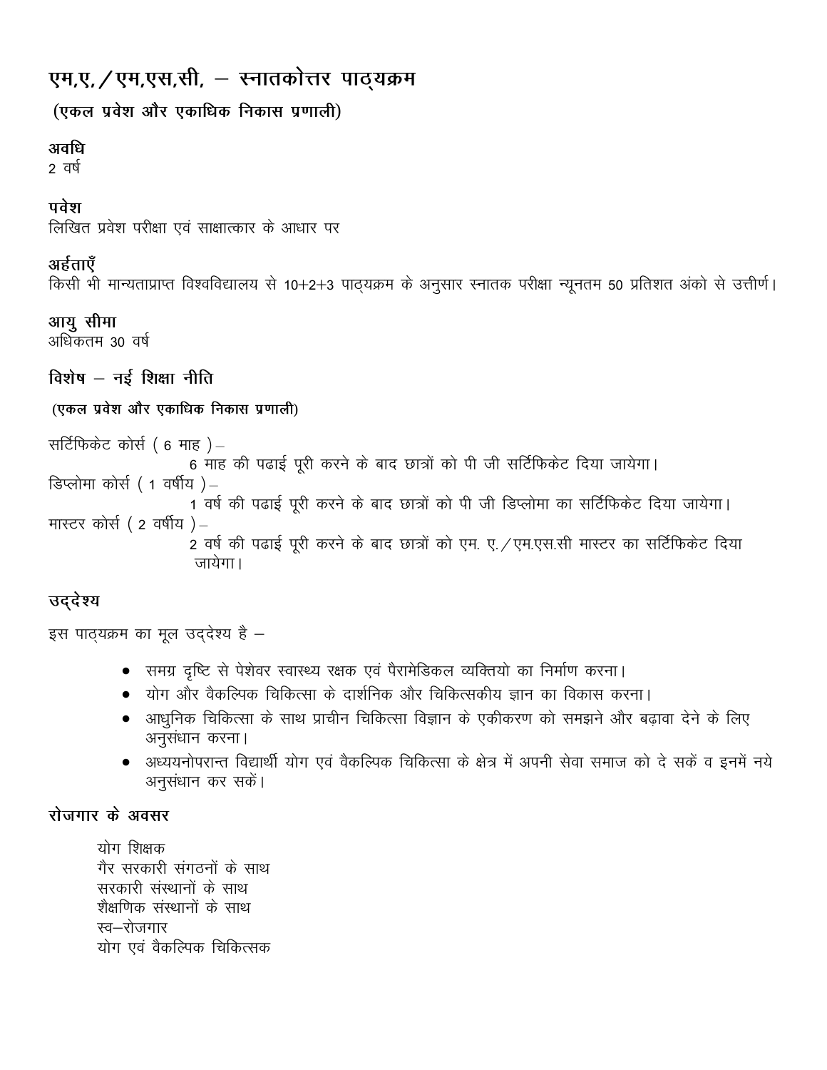# एम,ए, / एम,एस,सी, – स्नातकोत्तर पाठ्यक्रम

**(एकल प्रवेश और एकाधिक निकास प्रणाली)**

**अवधि**

2 वर्ष

**पवेश**

लिखित प्रवेश परीक्षा एवं साक्षात्कार के आधार पर

**अर्हताएँ**

किसी भी मान्यताप्राप्त विश्वविद्यालय से 10+2+3 पाठ्यक्रम के अनुसार स्नातक परीक्षा न्यूनतम 50 प्रतिशत अंको से उत्तीर्ण।

**आयु सीमा**

अधिकतम 30 वर्ष

**विशेष – नई शिक्षा नीति**

**(एकल प्रवेश और एकाधिक निकास प्रणाली)**

सर्टिफिकेट कोर्स ( 6 माह ) –
6 माह की पढाई पूरी करने के बाद छात्रों को पी जी सर्टिफिकेट दिया जायेगा।

डिप्लोमा कोर्स ( 1 वर्षीय ) –
1 वर्ष की पढाई पूरी करने के बाद छात्रों को पी जी डिप्लोमा का सर्टिफिकेट दिया जायेगा।

मास्टर कोर्स ( 2 वर्षीय ) –
2 वर्ष की पढाई पूरी करने के बाद छात्रों को एम. ए. / एम.एस.सी मास्टर का सर्टिफिकेट दिया जायेगा।

**उद्देश्य**

इस पाठ्यक्रम का मूल उद्देश्य है –

- समग्र दृष्टि से पेशेवर स्वास्थ्य रक्षक एवं पैरामेडिकल व्यक्तियो का निर्माण करना।
- योग और वैकल्पिक चिकित्सा के दार्शनिक और चिकित्सकीय ज्ञान का विकास करना।
- आधुनिक चिकित्सा के साथ प्राचीन चिकित्सा विज्ञान के एकीकरण को समझने और बढ़ावा देने के लिए अनुसंधान करना।
- अध्ययनोपरान्त विद्यार्थी योग एवं वैकल्पिक चिकित्सा के क्षेत्र में अपनी सेवा समाज को दे सकें व इनमें नये अनुसंधान कर सकें।

**रोजगार के अवसर**

योग शिक्षक
गैर सरकारी संगठनों के साथ
सरकारी संस्थानों के साथ
शैक्षणिक संस्थानों के साथ
स्व–रोजगार
योग एवं वैकल्पिक चिकित्सक